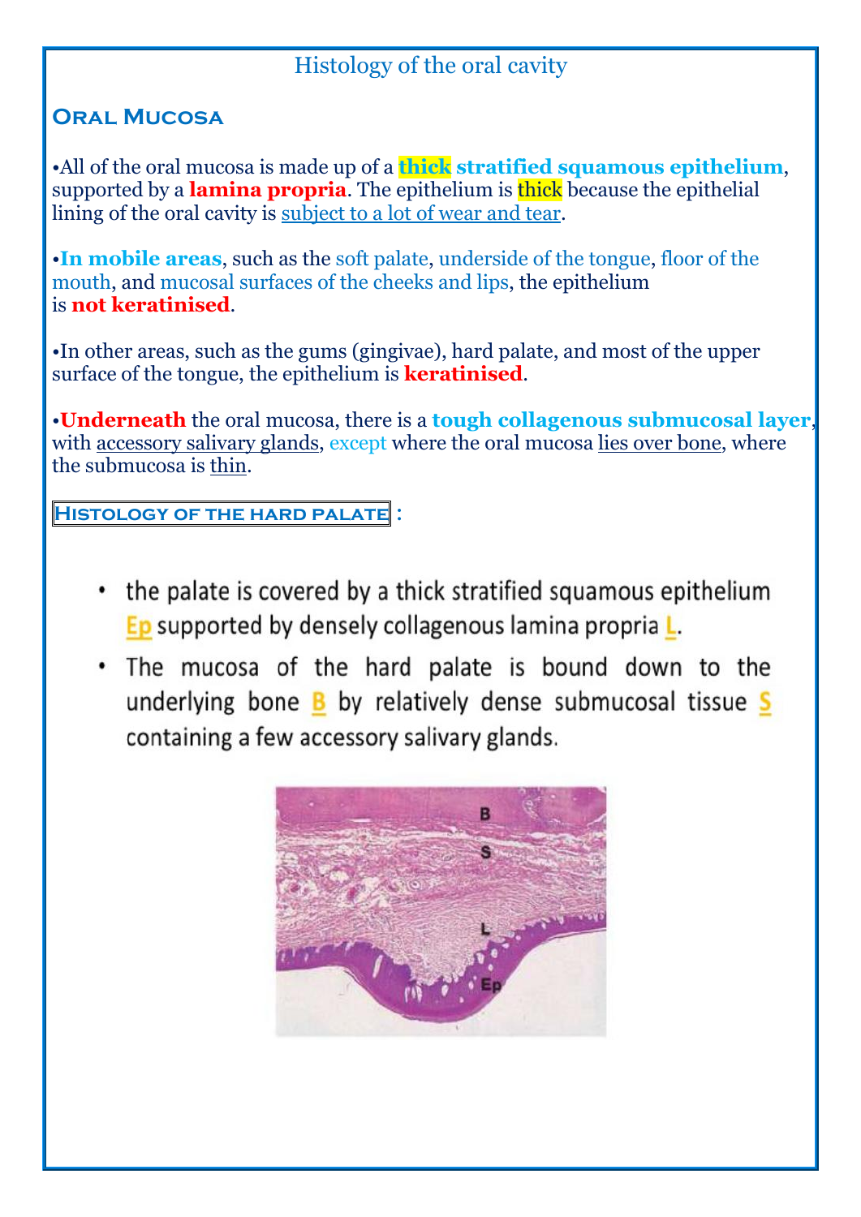# Histology of the oral cavity

## Oral Mucosa

•All of the oral mucosa is made up of a **thick stratified squamous epithelium**, supported by a **lamina propria**. The epithelium is thick because the epithelial lining of the oral cavity is subject to a lot of wear and tear.

•**In mobile areas**, such as the soft palate, underside of the tongue, floor of the mouth, and mucosal surfaces of the cheeks and lips, the epithelium is **not keratinised**.

•In other areas, such as the gums (gingivae), hard palate, and most of the upper surface of the tongue, the epithelium is **keratinised**.

•**Underneath** the oral mucosa, there is a **tough collagenous submucosal layer**, with accessory salivary glands, except where the oral mucosa lies over bone, where the submucosa is thin.

### Histology of the hard palate :

- the palate is covered by a thick stratified squamous epithelium Ep supported by densely collagenous lamina propria L.
- The mucosa of the hard palate is bound down to the underlying bone B by relatively dense submucosal tissue S containing a few accessory salivary glands.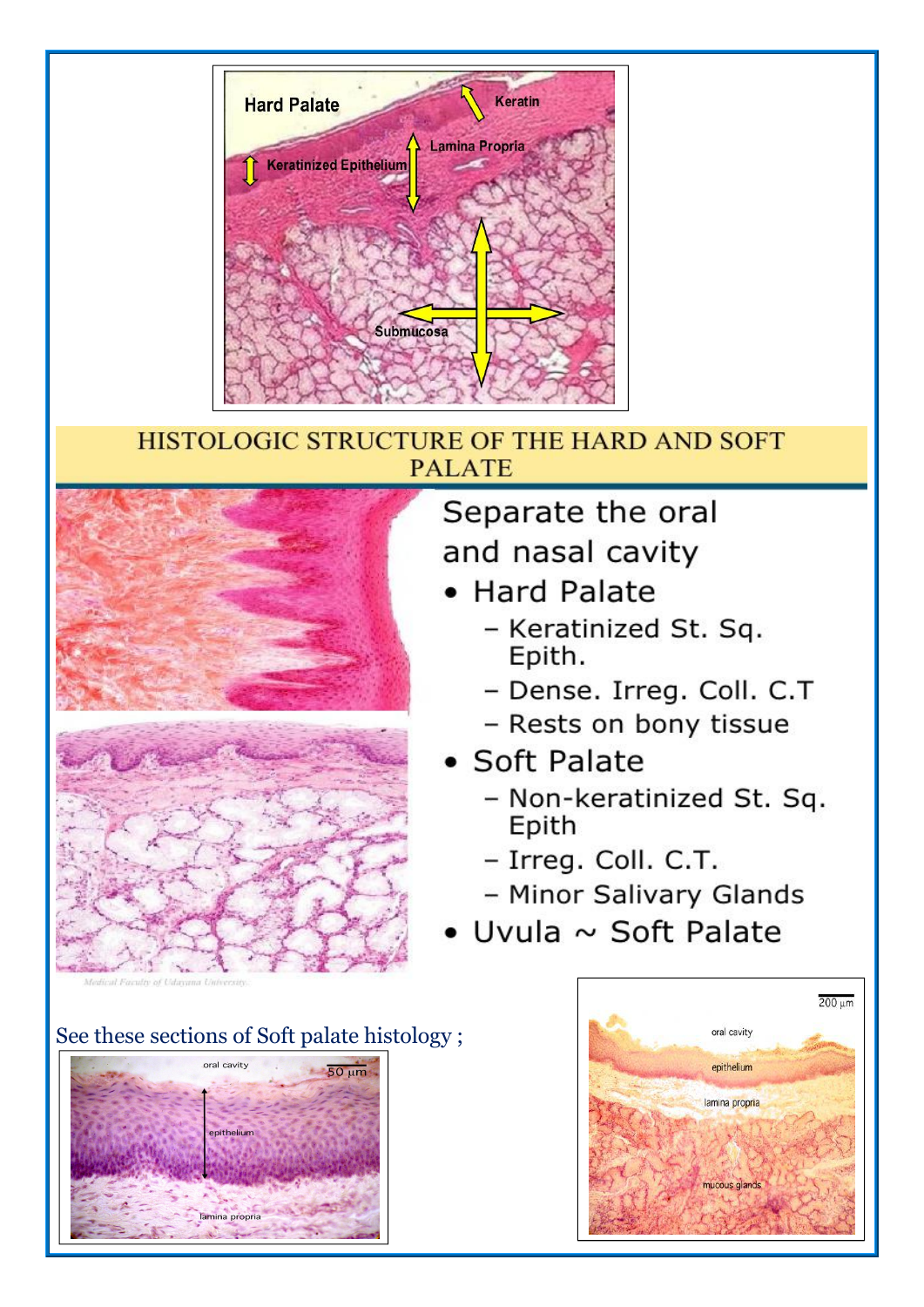## HISTOLOGIC STRUCTURE OF THE HARD AND SOFT PALATE

Separate the oral and nasal cavity

- Hard Palate
  - Keratinized St. Sq. Epith.
  - Dense. Irreg. Coll. C.T
  - Rests on bony tissue
- Soft Palate
  - Non-keratinized St. Sq. Epith
  - Irreg. Coll. C.T.
  - Minor Salivary Glands
- Uvula ~ Soft Palate

See these sections of Soft palate histology ;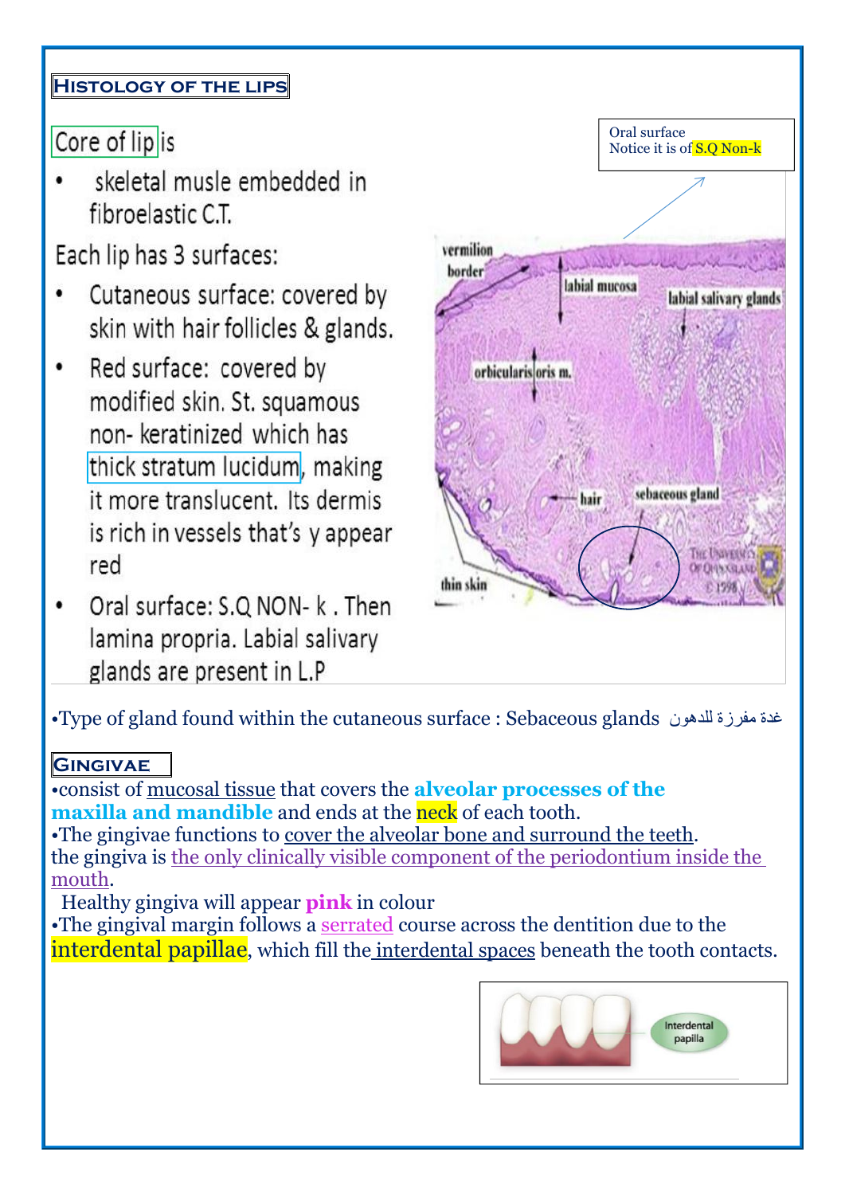## Histology of the Lips

Core of lip is

- skeletal musle embedded in fibroelastic C.T.

Each lip has 3 surfaces:

- Cutaneous surface: covered by skin with hair follicles & glands.
- Red surface: covered by modified skin. St. squamous non- keratinized which has thick stratum lucidum, making it more translucent. Its dermis is rich in vessels that's y appear red
- Oral surface: S.Q NON- k . Then lamina propria. Labial salivary glands are present in L.P

Oral surface
Notice it is of S.Q Non-k

vermilion border
labial mucosa
labial salivary glands
orbicularis oris m.
hair
sebaceous gland
thin skin

•Type of gland found within the cutaneous surface : Sebaceous glands غدة مفرزة للدهون

## Gingivae

•consist of mucosal tissue that covers the **alveolar processes of the maxilla and mandible** and ends at the neck of each tooth.
•The gingivae functions to cover the alveolar bone and surround the teeth.
the gingiva is the only clinically visible component of the periodontium inside the mouth.
Healthy gingiva will appear **pink** in colour
•The gingival margin follows a serrated course across the dentition due to the interdental papillae, which fill the interdental spaces beneath the tooth contacts.

Interdental papilla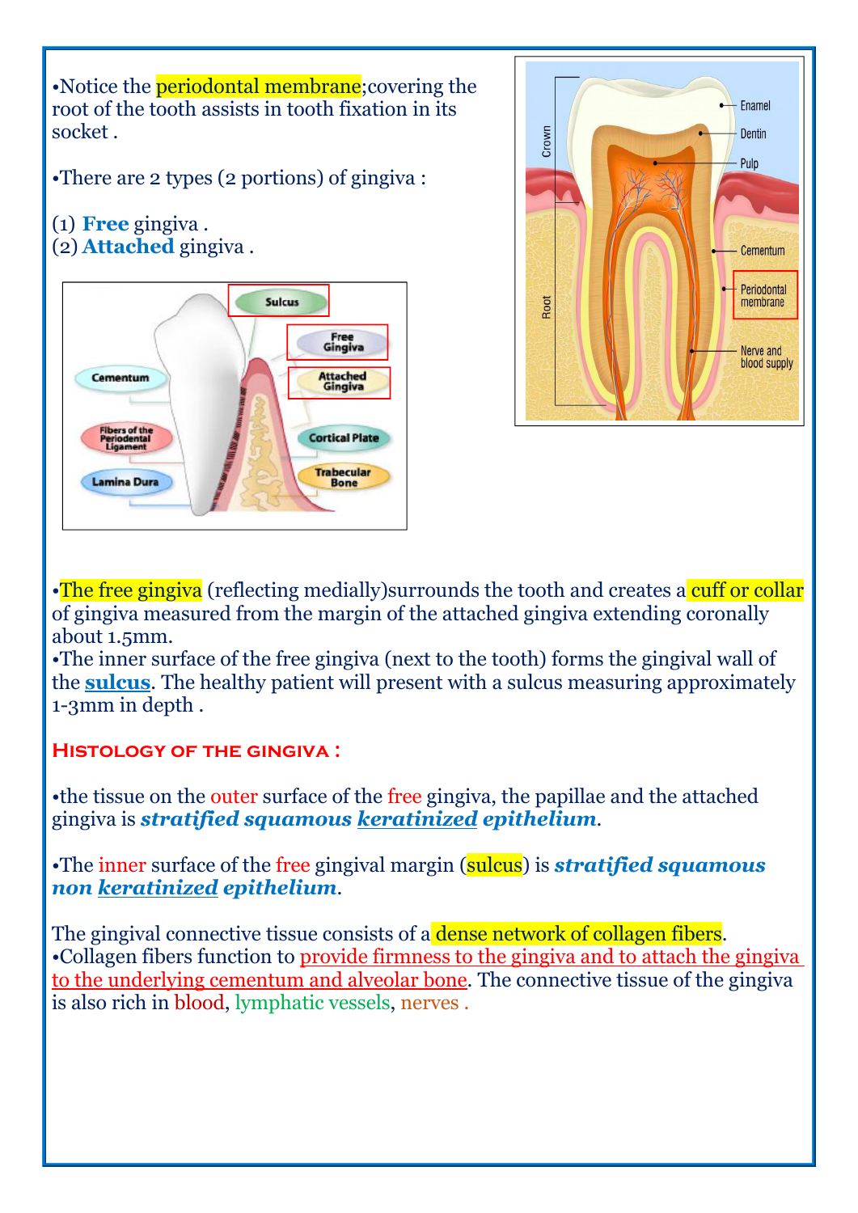•Notice the periodontal membrane;covering the root of the tooth assists in tooth fixation in its socket .

•There are 2 types (2 portions) of gingiva :

(1) **Free** gingiva .
(2) **Attached** gingiva .

•The free gingiva (reflecting medially)surrounds the tooth and creates a cuff or collar of gingiva measured from the margin of the attached gingiva extending coronally about 1.5mm.

•The inner surface of the free gingiva (next to the tooth) forms the gingival wall of the **sulcus**. The healthy patient will present with a sulcus measuring approximately 1-3mm in depth .

## Histology of the gingiva :

•the tissue on the outer surface of the free gingiva, the papillae and the attached gingiva is ***stratified squamous keratinized epithelium***.

•The inner surface of the free gingival margin (sulcus) is ***stratified squamous non keratinized epithelium***.

The gingival connective tissue consists of a dense network of collagen fibers.

•Collagen fibers function to provide firmness to the gingiva and to attach the gingiva to the underlying cementum and alveolar bone. The connective tissue of the gingiva is also rich in blood, lymphatic vessels, nerves .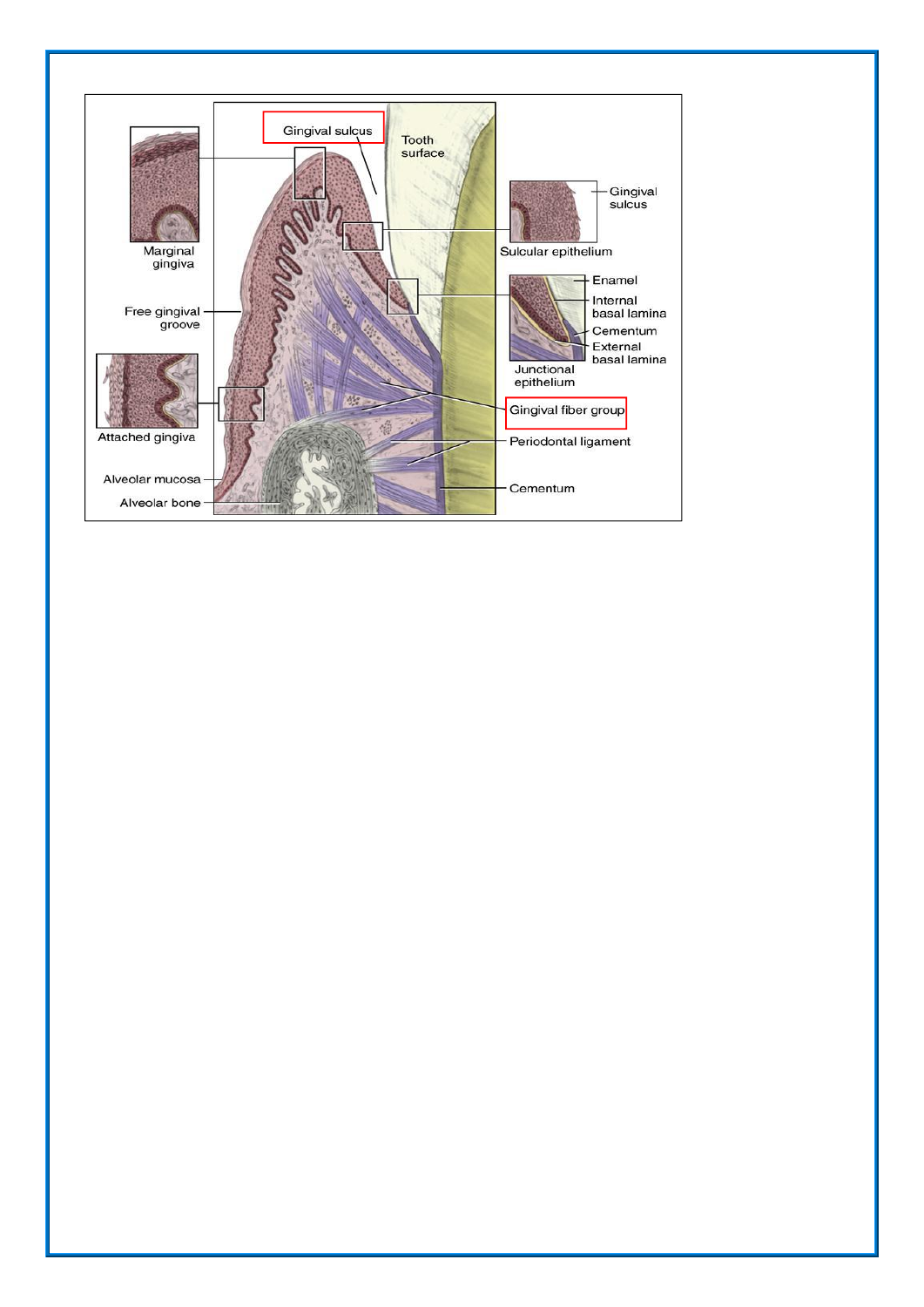Gingival sulcus

Tooth surface

Marginal gingiva

Gingival sulcus

Sulcular epithelium

Free gingival groove

Enamel

Internal basal lamina

Cementum

External basal lamina

Junctional epithelium

Attached gingiva

Gingival fiber group

Periodontal ligament

Alveolar mucosa

Alveolar bone

Cementum